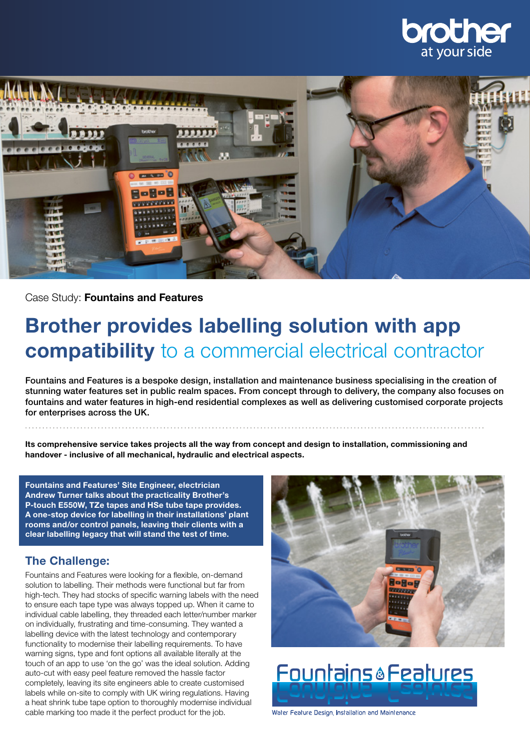Case Study: **Fountains and Features**

# **Brother provides labelling solution with app compatibility** to a commercial electrical contractor

**Fountains and Features is a bespoke design, installation and maintenance business specialising in the creation of stunning water features set in public realm spaces. From concept through to delivery, the company also focuses on fountains and water features in high-end residential complexes as well as delivering customised corporate projects for enterprises across the UK.**

**Its comprehensive service takes projects all the way from concept and design to installation, commissioning and handover - inclusive of all mechanical, hydraulic and electrical aspects.**

**Fountains and Features' Site Engineer, electrician Andrew Turner talks about the practicality Brother's P-touch E550W, TZe tapes and HSe tube tape provides. A one-stop device for labelling in their installations' plant rooms and/or control panels, leaving their clients with a clear labelling legacy that will stand the test of time.**

## The Challenge:

Fountains and Features were looking for a flexible, on-demand solution to labelling. Their methods were functional but far from high-tech. They had stocks of specific warning labels with the need to ensure each tape type was always topped up. When it came to individual cable labelling, they threaded each letter/number marker on individually, frustrating and time-consuming. They wanted a labelling device with the latest technology and contemporary functionality to modernise their labelling requirements. To have warning signs, type and font options all available literally at the touch of an app to use 'on the go' was the ideal solution. Adding auto-cut with easy peel feature removed the hassle factor completely, leaving its site engineers able to create customised labels while on-site to comply with UK wiring regulations. Having a heat shrink tube tape option to thoroughly modernise individual cable marking too made it the perfect product for the job.

Water Feature Design, Installation and Maintenance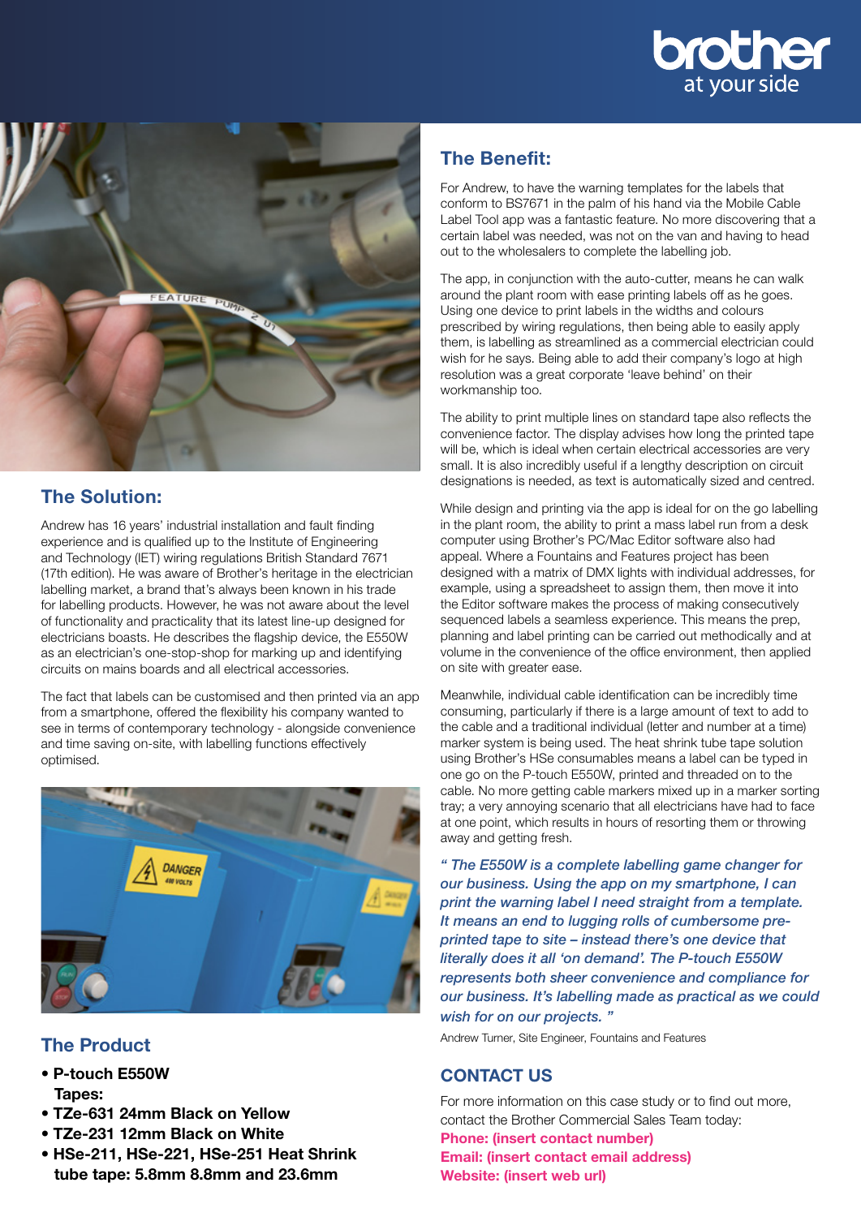## The Solution:

Andrew has 16 years' industrial installation and fault finding experience and is qualified up to the Institute of Engineering and Technology (IET) wiring regulations British Standard 7671 (17th edition). He was aware of Brother's heritage in the electrician labelling market, a brand that's always been known in his trade for labelling products. However, he was not aware about the level of functionality and practicality that its latest line-up designed for electricians boasts. He describes the flagship device, the E550W as an electrician's one-stop-shop for marking up and identifying circuits on mains boards and all electrical accessories.

The fact that labels can be customised and then printed via an app from a smartphone, offered the flexibility his company wanted to see in terms of contemporary technology - alongside convenience and time saving on-site, with labelling functions effectively optimised.

## The Product

- **P-touch E550W**
  **Tapes:**
- **TZe-631 24mm Black on Yellow**
- **TZe-231 12mm Black on White**
- **HSe-211, HSe-221, HSe-251 Heat Shrink tube tape: 5.8mm 8.8mm and 23.6mm**

## The Benefit:

For Andrew, to have the warning templates for the labels that conform to BS7671 in the palm of his hand via the Mobile Cable Label Tool app was a fantastic feature. No more discovering that a certain label was needed, was not on the van and having to head out to the wholesalers to complete the labelling job.

The app, in conjunction with the auto-cutter, means he can walk around the plant room with ease printing labels off as he goes. Using one device to print labels in the widths and colours prescribed by wiring regulations, then being able to easily apply them, is labelling as streamlined as a commercial electrician could wish for he says. Being able to add their company's logo at high resolution was a great corporate 'leave behind' on their workmanship too.

The ability to print multiple lines on standard tape also reflects the convenience factor. The display advises how long the printed tape will be, which is ideal when certain electrical accessories are very small. It is also incredibly useful if a lengthy description on circuit designations is needed, as text is automatically sized and centred.

While design and printing via the app is ideal for on the go labelling in the plant room, the ability to print a mass label run from a desk computer using Brother's PC/Mac Editor software also had appeal. Where a Fountains and Features project has been designed with a matrix of DMX lights with individual addresses, for example, using a spreadsheet to assign them, then move it into the Editor software makes the process of making consecutively sequenced labels a seamless experience. This means the prep, planning and label printing can be carried out methodically and at volume in the convenience of the office environment, then applied on site with greater ease.

Meanwhile, individual cable identification can be incredibly time consuming, particularly if there is a large amount of text to add to the cable and a traditional individual (letter and number at a time) marker system is being used. The heat shrink tube tape solution using Brother's HSe consumables means a label can be typed in one go on the P-touch E550W, printed and threaded on to the cable. No more getting cable markers mixed up in a marker sorting tray; a very annoying scenario that all electricians have had to face at one point, which results in hours of resorting them or throwing away and getting fresh.

***" The E550W is a complete labelling game changer for our business. Using the app on my smartphone, I can print the warning label I need straight from a template. It means an end to lugging rolls of cumbersome pre-printed tape to site – instead there's one device that literally does it all 'on demand'. The P-touch E550W represents both sheer convenience and compliance for our business. It's labelling made as practical as we could wish for on our projects. "***

Andrew Turner, Site Engineer, Fountains and Features

## CONTACT US

For more information on this case study or to find out more, contact the Brother Commercial Sales Team today:

**Phone: (insert contact number)**
**Email: (insert contact email address)**
**Website: (insert web url)**